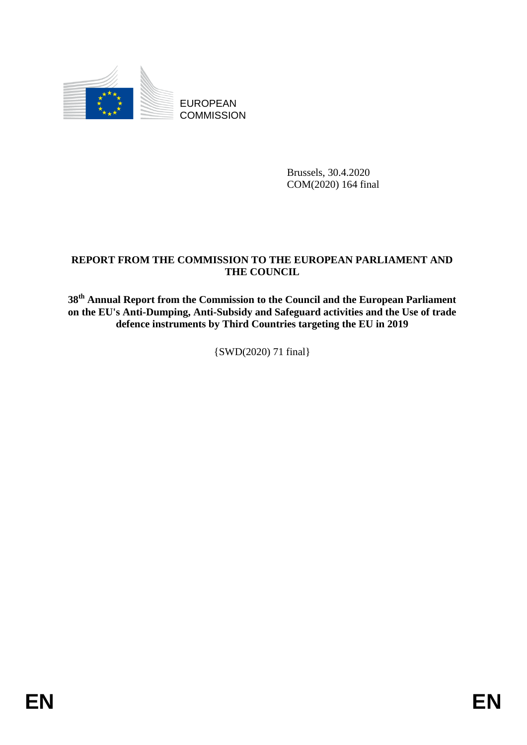EUROPEAN COMMISSION

Brussels, 30.4.2020
COM(2020) 164 final

# REPORT FROM THE COMMISSION TO THE EUROPEAN PARLIAMENT AND THE COUNCIL

## 38th Annual Report from the Commission to the Council and the European Parliament on the EU's Anti-Dumping, Anti-Subsidy and Safeguard activities and the Use of trade defence instruments by Third Countries targeting the EU in 2019

{SWD(2020) 71 final}

EN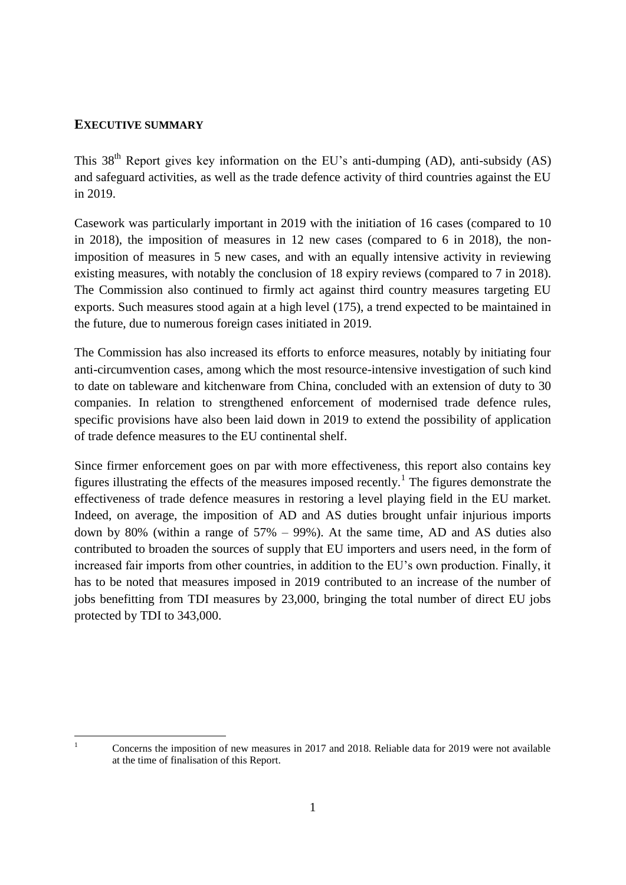## EXECUTIVE SUMMARY

This 38th Report gives key information on the EU's anti-dumping (AD), anti-subsidy (AS) and safeguard activities, as well as the trade defence activity of third countries against the EU in 2019.

Casework was particularly important in 2019 with the initiation of 16 cases (compared to 10 in 2018), the imposition of measures in 12 new cases (compared to 6 in 2018), the non-imposition of measures in 5 new cases, and with an equally intensive activity in reviewing existing measures, with notably the conclusion of 18 expiry reviews (compared to 7 in 2018). The Commission also continued to firmly act against third country measures targeting EU exports. Such measures stood again at a high level (175), a trend expected to be maintained in the future, due to numerous foreign cases initiated in 2019.

The Commission has also increased its efforts to enforce measures, notably by initiating four anti-circumvention cases, among which the most resource-intensive investigation of such kind to date on tableware and kitchenware from China, concluded with an extension of duty to 30 companies. In relation to strengthened enforcement of modernised trade defence rules, specific provisions have also been laid down in 2019 to extend the possibility of application of trade defence measures to the EU continental shelf.

Since firmer enforcement goes on par with more effectiveness, this report also contains key figures illustrating the effects of the measures imposed recently.[1] The figures demonstrate the effectiveness of trade defence measures in restoring a level playing field in the EU market. Indeed, on average, the imposition of AD and AS duties brought unfair injurious imports down by 80% (within a range of 57% – 99%). At the same time, AD and AS duties also contributed to broaden the sources of supply that EU importers and users need, in the form of increased fair imports from other countries, in addition to the EU's own production. Finally, it has to be noted that measures imposed in 2019 contributed to an increase of the number of jobs benefitting from TDI measures by 23,000, bringing the total number of direct EU jobs protected by TDI to 343,000.

---

[1] Concerns the imposition of new measures in 2017 and 2018. Reliable data for 2019 were not available at the time of finalisation of this Report.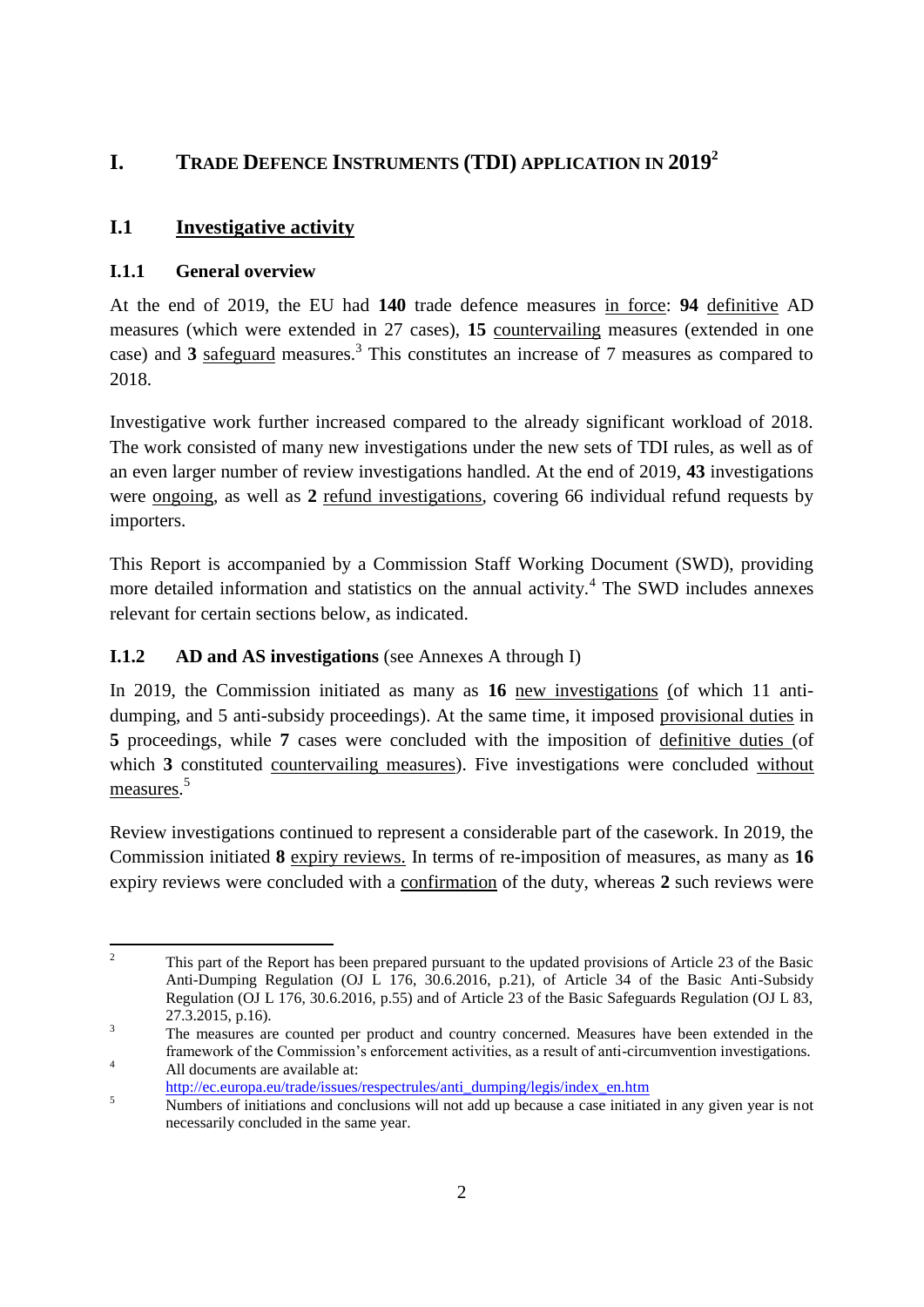# I. TRADE DEFENCE INSTRUMENTS (TDI) APPLICATION IN 2019[2]

## I.1 Investigative activity

### I.1.1 General overview

At the end of 2019, the EU had **140** trade defence measures in force: **94** definitive AD measures (which were extended in 27 cases), **15** countervailing measures (extended in one case) and **3** safeguard measures.[3] This constitutes an increase of 7 measures as compared to 2018.

Investigative work further increased compared to the already significant workload of 2018. The work consisted of many new investigations under the new sets of TDI rules, as well as of an even larger number of review investigations handled. At the end of 2019, **43** investigations were ongoing, as well as **2** refund investigations, covering 66 individual refund requests by importers.

This Report is accompanied by a Commission Staff Working Document (SWD), providing more detailed information and statistics on the annual activity.[4] The SWD includes annexes relevant for certain sections below, as indicated.

### I.1.2 AD and AS investigations (see Annexes A through I)

In 2019, the Commission initiated as many as **16** new investigations (of which 11 anti-dumping, and 5 anti-subsidy proceedings). At the same time, it imposed provisional duties in **5** proceedings, while **7** cases were concluded with the imposition of definitive duties (of which **3** constituted countervailing measures). Five investigations were concluded without measures.[5]

Review investigations continued to represent a considerable part of the casework. In 2019, the Commission initiated **8** expiry reviews. In terms of re-imposition of measures, as many as **16** expiry reviews were concluded with a confirmation of the duty, whereas **2** such reviews were

---

[2] This part of the Report has been prepared pursuant to the updated provisions of Article 23 of the Basic Anti-Dumping Regulation (OJ L 176, 30.6.2016, p.21), of Article 34 of the Basic Anti-Subsidy Regulation (OJ L 176, 30.6.2016, p.55) and of Article 23 of the Basic Safeguards Regulation (OJ L 83, 27.3.2015, p.16).

[3] The measures are counted per product and country concerned. Measures have been extended in the framework of the Commission's enforcement activities, as a result of anti-circumvention investigations.

[4] All documents are available at: http://ec.europa.eu/trade/issues/respectrules/anti_dumping/legis/index_en.htm

[5] Numbers of initiations and conclusions will not add up because a case initiated in any given year is not necessarily concluded in the same year.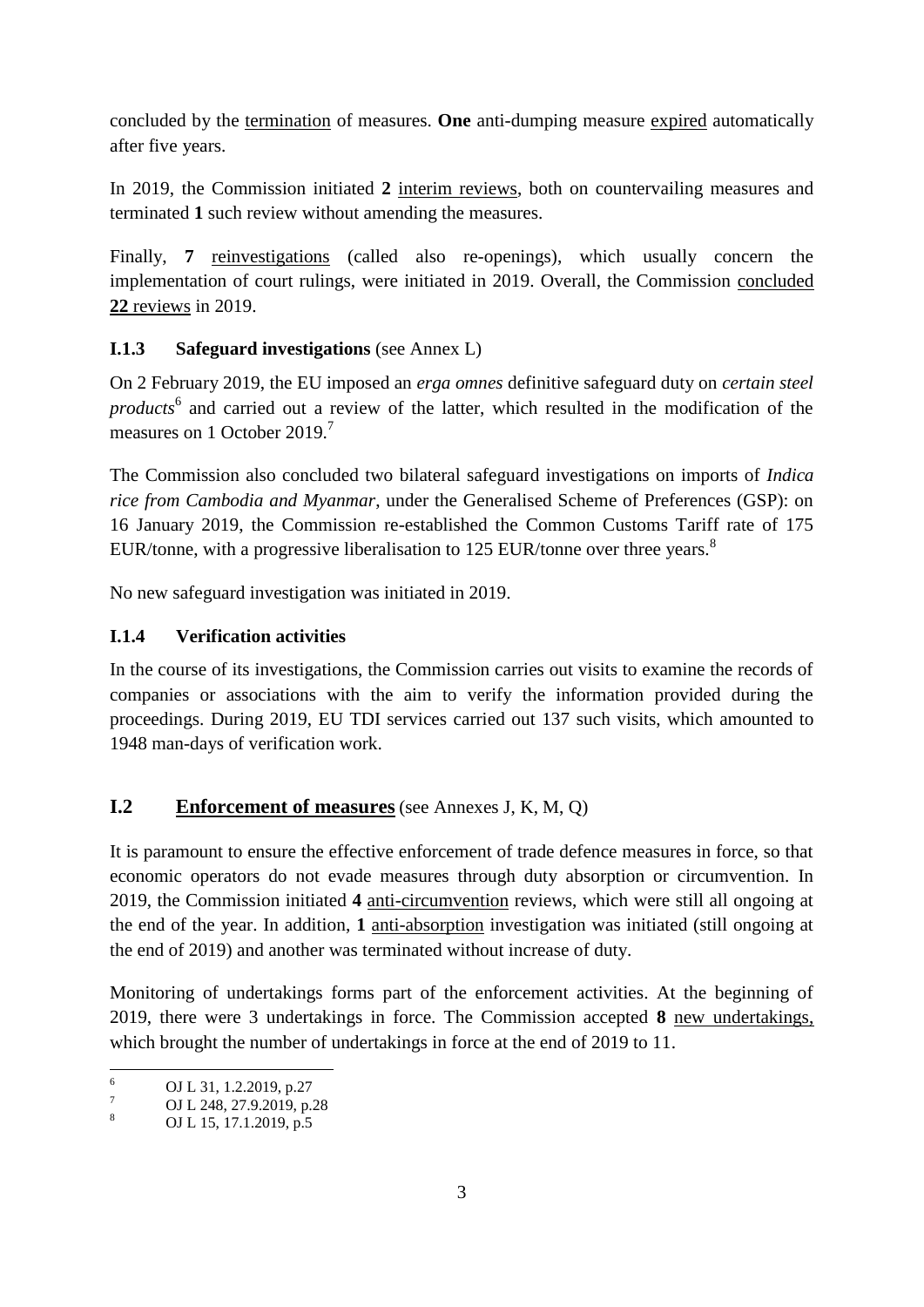concluded by the <u>termination</u> of measures. **One** anti-dumping measure <u>expired</u> automatically after five years.

In 2019, the Commission initiated **2** <u>interim reviews</u>, both on countervailing measures and terminated **1** such review without amending the measures.

Finally, **7** <u>reinvestigations</u> (called also re-openings), which usually concern the implementation of court rulings, were initiated in 2019. Overall, the Commission <u>concluded **22** reviews</u> in 2019.

### I.1.3 Safeguard investigations (see Annex L)

On 2 February 2019, the EU imposed an *erga omnes* definitive safeguard duty on *certain steel products*[6] and carried out a review of the latter, which resulted in the modification of the measures on 1 October 2019.[7]

The Commission also concluded two bilateral safeguard investigations on imports of *Indica rice from Cambodia and Myanmar*, under the Generalised Scheme of Preferences (GSP): on 16 January 2019, the Commission re-established the Common Customs Tariff rate of 175 EUR/tonne, with a progressive liberalisation to 125 EUR/tonne over three years.[8]

No new safeguard investigation was initiated in 2019.

### I.1.4 Verification activities

In the course of its investigations, the Commission carries out visits to examine the records of companies or associations with the aim to verify the information provided during the proceedings. During 2019, EU TDI services carried out 137 such visits, which amounted to 1948 man-days of verification work.

## I.2 <u>Enforcement of measures</u> (see Annexes J, K, M, Q)

It is paramount to ensure the effective enforcement of trade defence measures in force, so that economic operators do not evade measures through duty absorption or circumvention. In 2019, the Commission initiated **4** <u>anti-circumvention</u> reviews, which were still all ongoing at the end of the year. In addition, **1** <u>anti-absorption</u> investigation was initiated (still ongoing at the end of 2019) and another was terminated without increase of duty.

Monitoring of undertakings forms part of the enforcement activities. At the beginning of 2019, there were 3 undertakings in force. The Commission accepted **8** <u>new undertakings,</u> which brought the number of undertakings in force at the end of 2019 to 11.

---

[6] OJ L 31, 1.2.2019, p.27

[7] OJ L 248, 27.9.2019, p.28

[8] OJ L 15, 17.1.2019, p.5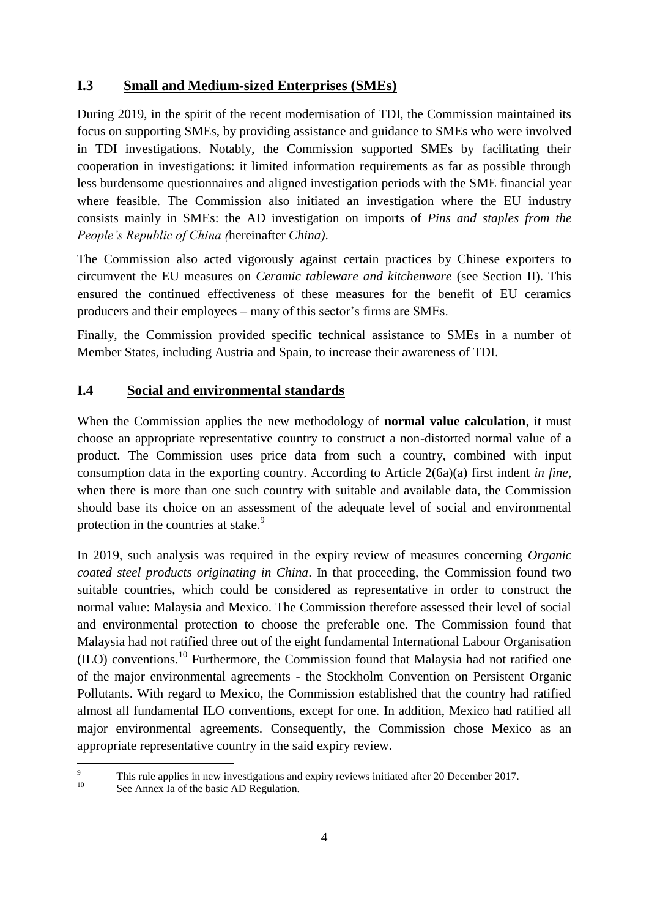## I.3 Small and Medium-sized Enterprises (SMEs)

During 2019, in the spirit of the recent modernisation of TDI, the Commission maintained its focus on supporting SMEs, by providing assistance and guidance to SMEs who were involved in TDI investigations. Notably, the Commission supported SMEs by facilitating their cooperation in investigations: it limited information requirements as far as possible through less burdensome questionnaires and aligned investigation periods with the SME financial year where feasible. The Commission also initiated an investigation where the EU industry consists mainly in SMEs: the AD investigation on imports of *Pins and staples from the People's Republic of China (*hereinafter *China)*.

The Commission also acted vigorously against certain practices by Chinese exporters to circumvent the EU measures on *Ceramic tableware and kitchenware* (see Section II). This ensured the continued effectiveness of these measures for the benefit of EU ceramics producers and their employees – many of this sector's firms are SMEs.

Finally, the Commission provided specific technical assistance to SMEs in a number of Member States, including Austria and Spain, to increase their awareness of TDI.

## I.4 Social and environmental standards

When the Commission applies the new methodology of **normal value calculation**, it must choose an appropriate representative country to construct a non-distorted normal value of a product. The Commission uses price data from such a country, combined with input consumption data in the exporting country. According to Article 2(6a)(a) first indent *in fine*, when there is more than one such country with suitable and available data, the Commission should base its choice on an assessment of the adequate level of social and environmental protection in the countries at stake.[9]

In 2019, such analysis was required in the expiry review of measures concerning *Organic coated steel products originating in China*. In that proceeding, the Commission found two suitable countries, which could be considered as representative in order to construct the normal value: Malaysia and Mexico. The Commission therefore assessed their level of social and environmental protection to choose the preferable one. The Commission found that Malaysia had not ratified three out of the eight fundamental International Labour Organisation (ILO) conventions.[10] Furthermore, the Commission found that Malaysia had not ratified one of the major environmental agreements - the Stockholm Convention on Persistent Organic Pollutants. With regard to Mexico, the Commission established that the country had ratified almost all fundamental ILO conventions, except for one. In addition, Mexico had ratified all major environmental agreements. Consequently, the Commission chose Mexico as an appropriate representative country in the said expiry review.

---

[9] This rule applies in new investigations and expiry reviews initiated after 20 December 2017.

[10] See Annex Ia of the basic AD Regulation.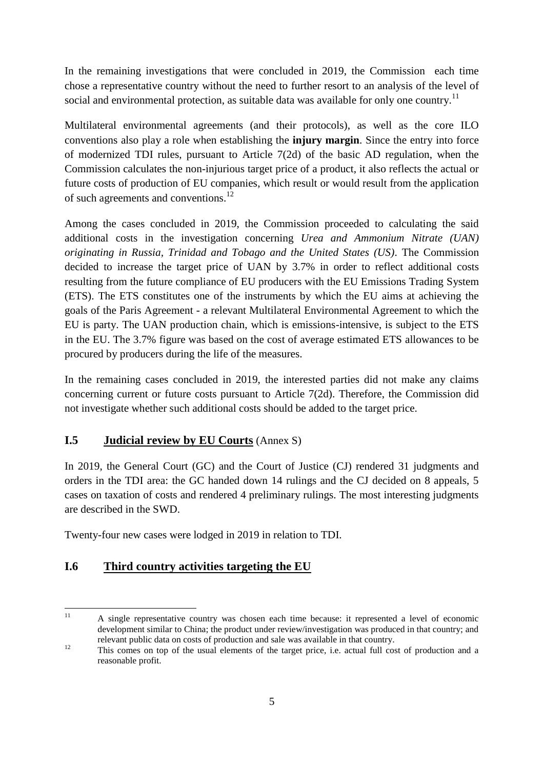In the remaining investigations that were concluded in 2019, the Commission each time chose a representative country without the need to further resort to an analysis of the level of social and environmental protection, as suitable data was available for only one country.[11]

Multilateral environmental agreements (and their protocols), as well as the core ILO conventions also play a role when establishing the **injury margin**. Since the entry into force of modernized TDI rules, pursuant to Article 7(2d) of the basic AD regulation, when the Commission calculates the non-injurious target price of a product, it also reflects the actual or future costs of production of EU companies, which result or would result from the application of such agreements and conventions.[12]

Among the cases concluded in 2019, the Commission proceeded to calculating the said additional costs in the investigation concerning *Urea and Ammonium Nitrate (UAN) originating in Russia, Trinidad and Tobago and the United States (US)*. The Commission decided to increase the target price of UAN by 3.7% in order to reflect additional costs resulting from the future compliance of EU producers with the EU Emissions Trading System (ETS). The ETS constitutes one of the instruments by which the EU aims at achieving the goals of the Paris Agreement - a relevant Multilateral Environmental Agreement to which the EU is party. The UAN production chain, which is emissions-intensive, is subject to the ETS in the EU. The 3.7% figure was based on the cost of average estimated ETS allowances to be procured by producers during the life of the measures.

In the remaining cases concluded in 2019, the interested parties did not make any claims concerning current or future costs pursuant to Article 7(2d). Therefore, the Commission did not investigate whether such additional costs should be added to the target price.

## I.5 Judicial review by EU Courts (Annex S)

In 2019, the General Court (GC) and the Court of Justice (CJ) rendered 31 judgments and orders in the TDI area: the GC handed down 14 rulings and the CJ decided on 8 appeals, 5 cases on taxation of costs and rendered 4 preliminary rulings. The most interesting judgments are described in the SWD.

Twenty-four new cases were lodged in 2019 in relation to TDI.

## I.6 Third country activities targeting the EU

---

[11] A single representative country was chosen each time because: it represented a level of economic development similar to China; the product under review/investigation was produced in that country; and relevant public data on costs of production and sale was available in that country.

[12] This comes on top of the usual elements of the target price, i.e. actual full cost of production and a reasonable profit.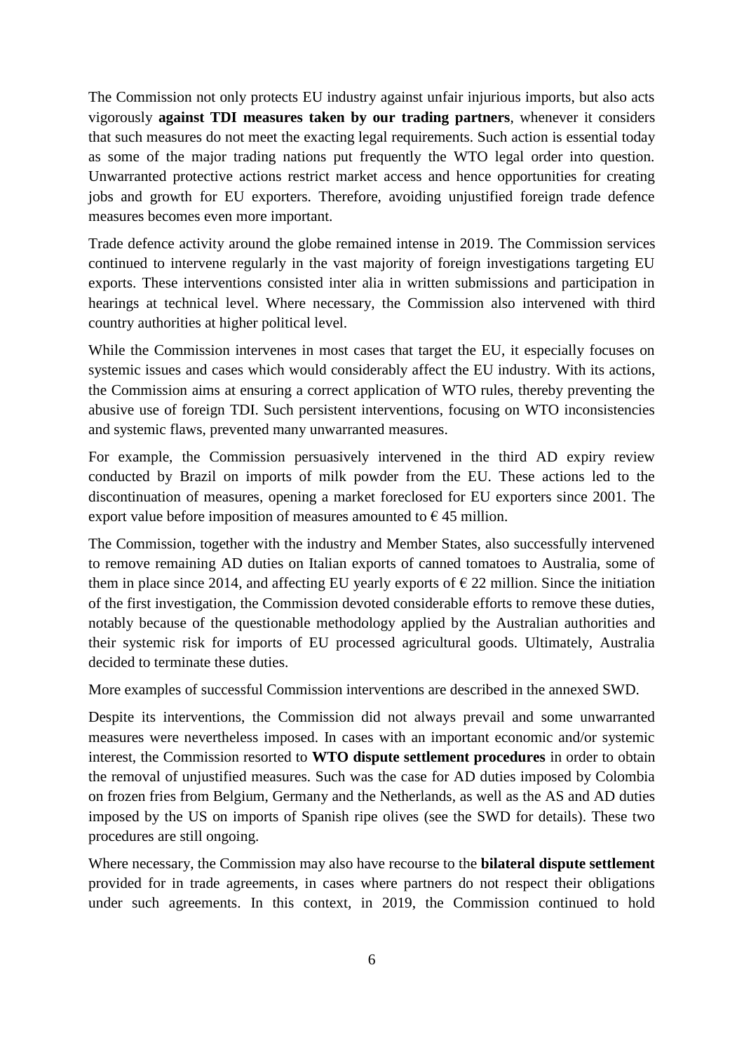The Commission not only protects EU industry against unfair injurious imports, but also acts vigorously **against TDI measures taken by our trading partners**, whenever it considers that such measures do not meet the exacting legal requirements. Such action is essential today as some of the major trading nations put frequently the WTO legal order into question. Unwarranted protective actions restrict market access and hence opportunities for creating jobs and growth for EU exporters. Therefore, avoiding unjustified foreign trade defence measures becomes even more important.

Trade defence activity around the globe remained intense in 2019. The Commission services continued to intervene regularly in the vast majority of foreign investigations targeting EU exports. These interventions consisted inter alia in written submissions and participation in hearings at technical level. Where necessary, the Commission also intervened with third country authorities at higher political level.

While the Commission intervenes in most cases that target the EU, it especially focuses on systemic issues and cases which would considerably affect the EU industry. With its actions, the Commission aims at ensuring a correct application of WTO rules, thereby preventing the abusive use of foreign TDI. Such persistent interventions, focusing on WTO inconsistencies and systemic flaws, prevented many unwarranted measures.

For example, the Commission persuasively intervened in the third AD expiry review conducted by Brazil on imports of milk powder from the EU. These actions led to the discontinuation of measures, opening a market foreclosed for EU exporters since 2001. The export value before imposition of measures amounted to € 45 million.

The Commission, together with the industry and Member States, also successfully intervened to remove remaining AD duties on Italian exports of canned tomatoes to Australia, some of them in place since 2014, and affecting EU yearly exports of € 22 million. Since the initiation of the first investigation, the Commission devoted considerable efforts to remove these duties, notably because of the questionable methodology applied by the Australian authorities and their systemic risk for imports of EU processed agricultural goods. Ultimately, Australia decided to terminate these duties.

More examples of successful Commission interventions are described in the annexed SWD.

Despite its interventions, the Commission did not always prevail and some unwarranted measures were nevertheless imposed. In cases with an important economic and/or systemic interest, the Commission resorted to **WTO dispute settlement procedures** in order to obtain the removal of unjustified measures. Such was the case for AD duties imposed by Colombia on frozen fries from Belgium, Germany and the Netherlands, as well as the AS and AD duties imposed by the US on imports of Spanish ripe olives (see the SWD for details). These two procedures are still ongoing.

Where necessary, the Commission may also have recourse to the **bilateral dispute settlement** provided for in trade agreements, in cases where partners do not respect their obligations under such agreements. In this context, in 2019, the Commission continued to hold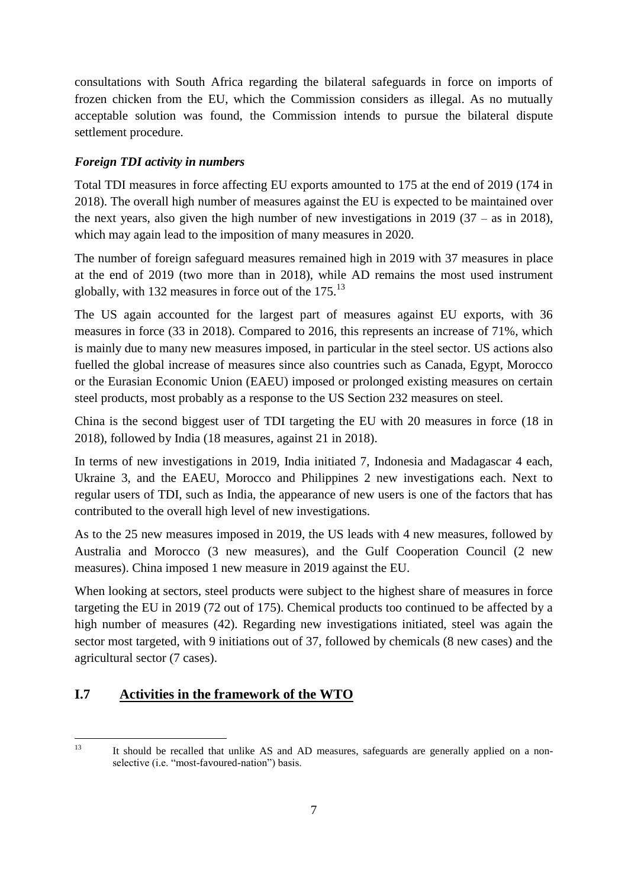consultations with South Africa regarding the bilateral safeguards in force on imports of frozen chicken from the EU, which the Commission considers as illegal. As no mutually acceptable solution was found, the Commission intends to pursue the bilateral dispute settlement procedure.

### *Foreign TDI activity in numbers*

Total TDI measures in force affecting EU exports amounted to 175 at the end of 2019 (174 in 2018). The overall high number of measures against the EU is expected to be maintained over the next years, also given the high number of new investigations in 2019 (37 – as in 2018), which may again lead to the imposition of many measures in 2020.

The number of foreign safeguard measures remained high in 2019 with 37 measures in place at the end of 2019 (two more than in 2018), while AD remains the most used instrument globally, with 132 measures in force out of the 175.[13]

The US again accounted for the largest part of measures against EU exports, with 36 measures in force (33 in 2018). Compared to 2016, this represents an increase of 71%, which is mainly due to many new measures imposed, in particular in the steel sector. US actions also fuelled the global increase of measures since also countries such as Canada, Egypt, Morocco or the Eurasian Economic Union (EAEU) imposed or prolonged existing measures on certain steel products, most probably as a response to the US Section 232 measures on steel.

China is the second biggest user of TDI targeting the EU with 20 measures in force (18 in 2018), followed by India (18 measures, against 21 in 2018).

In terms of new investigations in 2019, India initiated 7, Indonesia and Madagascar 4 each, Ukraine 3, and the EAEU, Morocco and Philippines 2 new investigations each. Next to regular users of TDI, such as India, the appearance of new users is one of the factors that has contributed to the overall high level of new investigations.

As to the 25 new measures imposed in 2019, the US leads with 4 new measures, followed by Australia and Morocco (3 new measures), and the Gulf Cooperation Council (2 new measures). China imposed 1 new measure in 2019 against the EU.

When looking at sectors, steel products were subject to the highest share of measures in force targeting the EU in 2019 (72 out of 175). Chemical products too continued to be affected by a high number of measures (42). Regarding new investigations initiated, steel was again the sector most targeted, with 9 initiations out of 37, followed by chemicals (8 new cases) and the agricultural sector (7 cases).

## I.7 Activities in the framework of the WTO

[13] It should be recalled that unlike AS and AD measures, safeguards are generally applied on a non-selective (i.e. "most-favoured-nation") basis.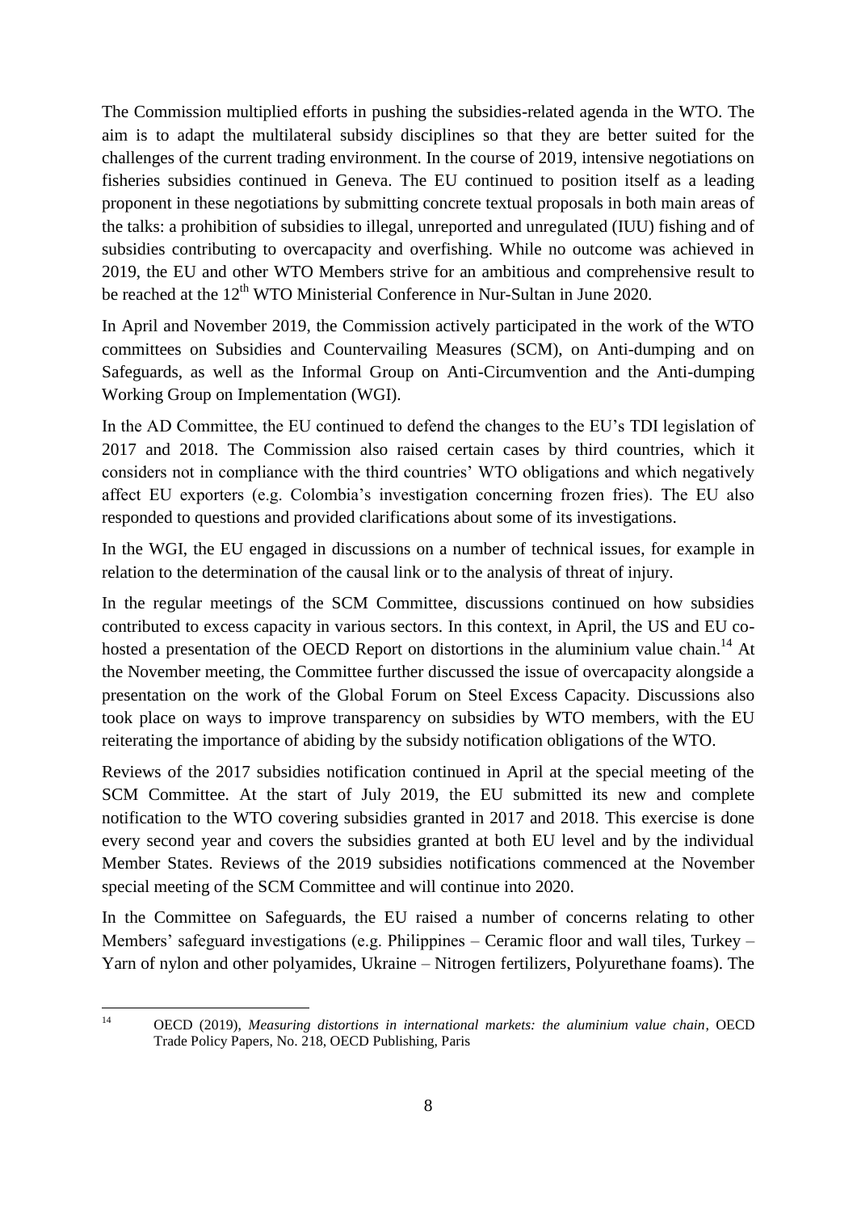The Commission multiplied efforts in pushing the subsidies-related agenda in the WTO. The aim is to adapt the multilateral subsidy disciplines so that they are better suited for the challenges of the current trading environment. In the course of 2019, intensive negotiations on fisheries subsidies continued in Geneva. The EU continued to position itself as a leading proponent in these negotiations by submitting concrete textual proposals in both main areas of the talks: a prohibition of subsidies to illegal, unreported and unregulated (IUU) fishing and of subsidies contributing to overcapacity and overfishing. While no outcome was achieved in 2019, the EU and other WTO Members strive for an ambitious and comprehensive result to be reached at the 12th WTO Ministerial Conference in Nur-Sultan in June 2020.

In April and November 2019, the Commission actively participated in the work of the WTO committees on Subsidies and Countervailing Measures (SCM), on Anti-dumping and on Safeguards, as well as the Informal Group on Anti-Circumvention and the Anti-dumping Working Group on Implementation (WGI).

In the AD Committee, the EU continued to defend the changes to the EU's TDI legislation of 2017 and 2018. The Commission also raised certain cases by third countries, which it considers not in compliance with the third countries' WTO obligations and which negatively affect EU exporters (e.g. Colombia's investigation concerning frozen fries). The EU also responded to questions and provided clarifications about some of its investigations.

In the WGI, the EU engaged in discussions on a number of technical issues, for example in relation to the determination of the causal link or to the analysis of threat of injury.

In the regular meetings of the SCM Committee, discussions continued on how subsidies contributed to excess capacity in various sectors. In this context, in April, the US and EU co-hosted a presentation of the OECD Report on distortions in the aluminium value chain.[14] At the November meeting, the Committee further discussed the issue of overcapacity alongside a presentation on the work of the Global Forum on Steel Excess Capacity. Discussions also took place on ways to improve transparency on subsidies by WTO members, with the EU reiterating the importance of abiding by the subsidy notification obligations of the WTO.

Reviews of the 2017 subsidies notification continued in April at the special meeting of the SCM Committee. At the start of July 2019, the EU submitted its new and complete notification to the WTO covering subsidies granted in 2017 and 2018. This exercise is done every second year and covers the subsidies granted at both EU level and by the individual Member States. Reviews of the 2019 subsidies notifications commenced at the November special meeting of the SCM Committee and will continue into 2020.

In the Committee on Safeguards, the EU raised a number of concerns relating to other Members' safeguard investigations (e.g. Philippines – Ceramic floor and wall tiles, Turkey – Yarn of nylon and other polyamides, Ukraine – Nitrogen fertilizers, Polyurethane foams). The

[14] OECD (2019), *Measuring distortions in international markets: the aluminium value chain*, OECD Trade Policy Papers, No. 218, OECD Publishing, Paris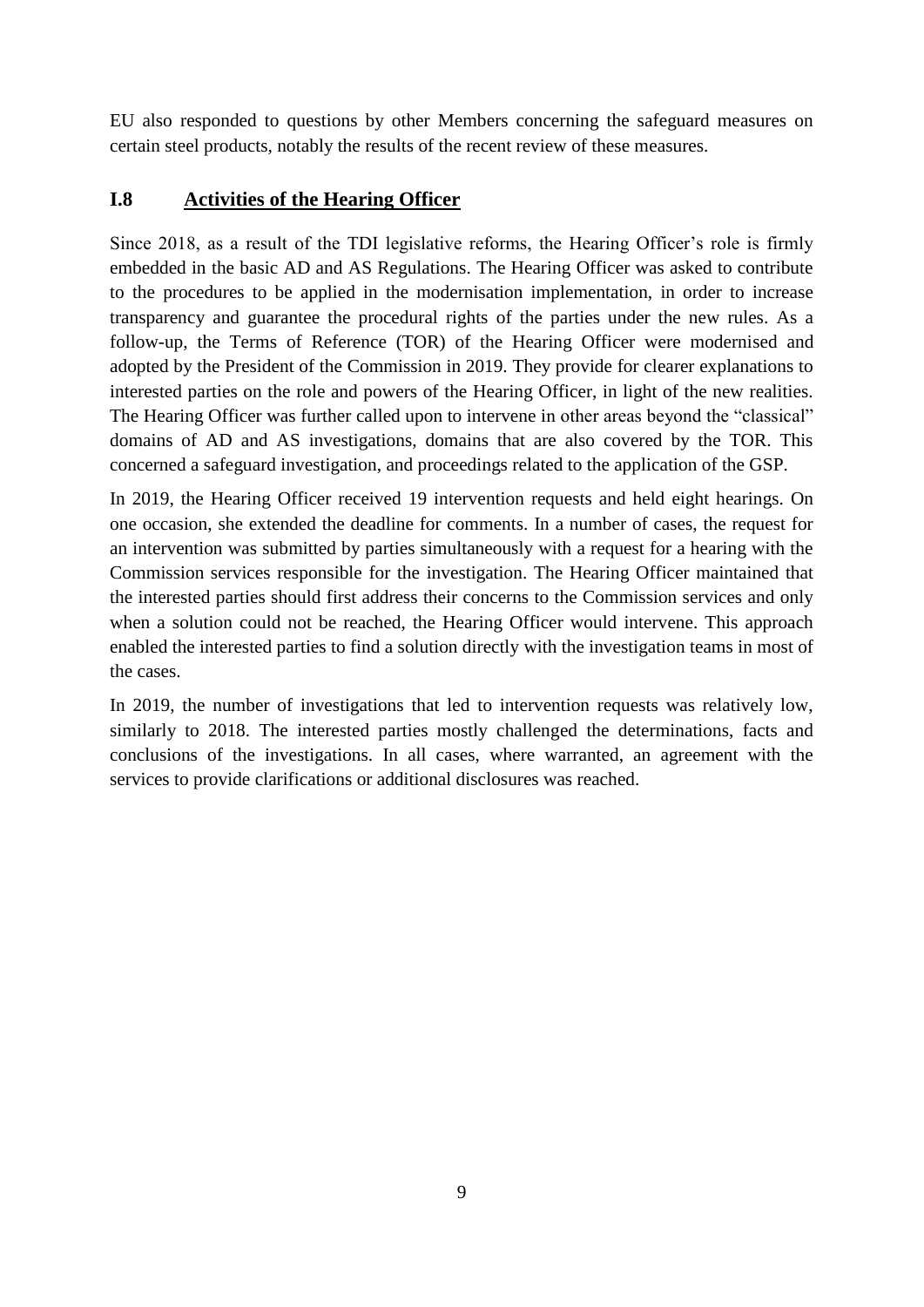EU also responded to questions by other Members concerning the safeguard measures on certain steel products, notably the results of the recent review of these measures.

## I.8 Activities of the Hearing Officer

Since 2018, as a result of the TDI legislative reforms, the Hearing Officer's role is firmly embedded in the basic AD and AS Regulations. The Hearing Officer was asked to contribute to the procedures to be applied in the modernisation implementation, in order to increase transparency and guarantee the procedural rights of the parties under the new rules. As a follow-up, the Terms of Reference (TOR) of the Hearing Officer were modernised and adopted by the President of the Commission in 2019. They provide for clearer explanations to interested parties on the role and powers of the Hearing Officer, in light of the new realities. The Hearing Officer was further called upon to intervene in other areas beyond the "classical" domains of AD and AS investigations, domains that are also covered by the TOR. This concerned a safeguard investigation, and proceedings related to the application of the GSP.

In 2019, the Hearing Officer received 19 intervention requests and held eight hearings. On one occasion, she extended the deadline for comments. In a number of cases, the request for an intervention was submitted by parties simultaneously with a request for a hearing with the Commission services responsible for the investigation. The Hearing Officer maintained that the interested parties should first address their concerns to the Commission services and only when a solution could not be reached, the Hearing Officer would intervene. This approach enabled the interested parties to find a solution directly with the investigation teams in most of the cases.

In 2019, the number of investigations that led to intervention requests was relatively low, similarly to 2018. The interested parties mostly challenged the determinations, facts and conclusions of the investigations. In all cases, where warranted, an agreement with the services to provide clarifications or additional disclosures was reached.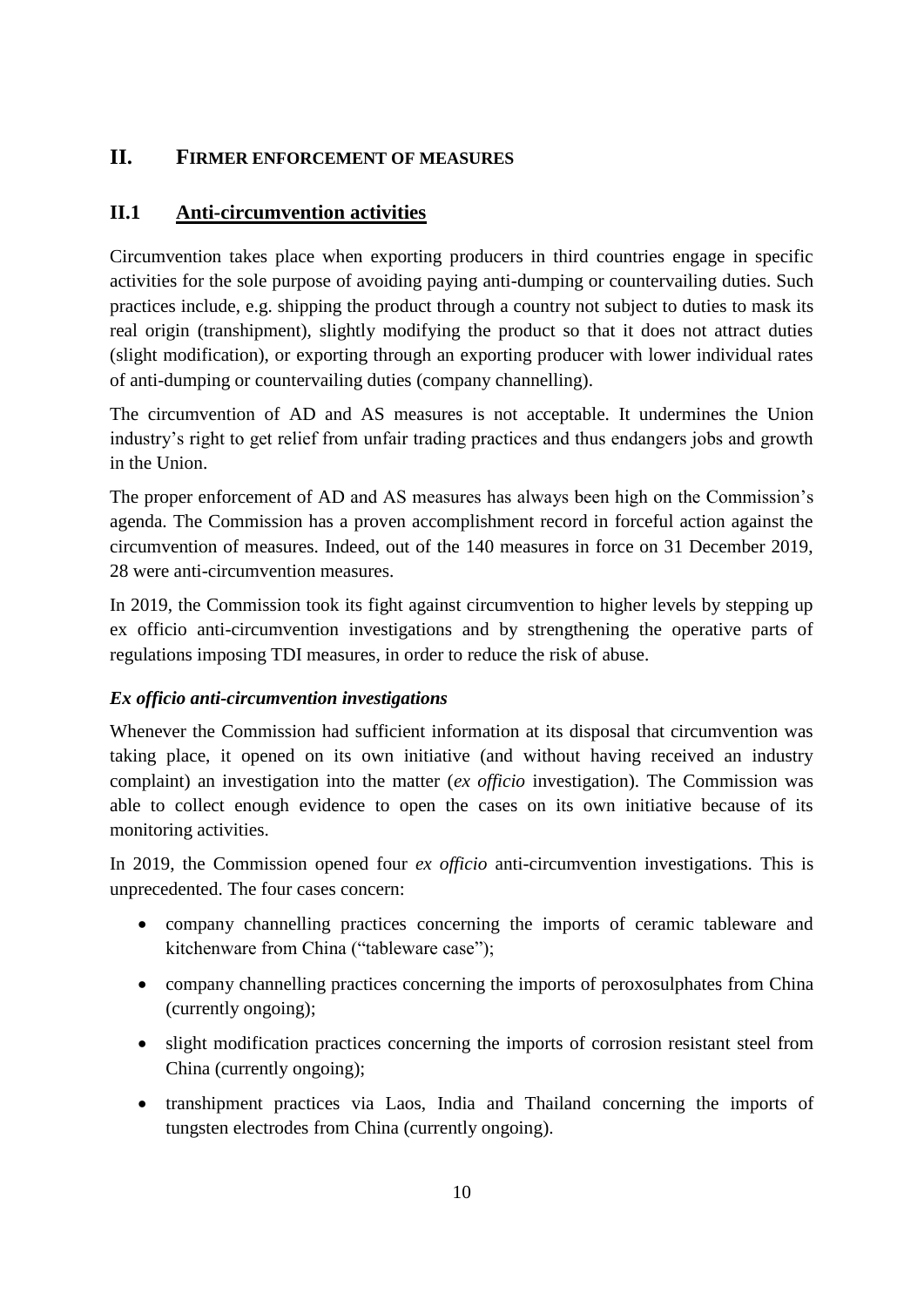# II. FIRMER ENFORCEMENT OF MEASURES

## II.1 Anti-circumvention activities

Circumvention takes place when exporting producers in third countries engage in specific activities for the sole purpose of avoiding paying anti-dumping or countervailing duties. Such practices include, e.g. shipping the product through a country not subject to duties to mask its real origin (transhipment), slightly modifying the product so that it does not attract duties (slight modification), or exporting through an exporting producer with lower individual rates of anti-dumping or countervailing duties (company channelling).

The circumvention of AD and AS measures is not acceptable. It undermines the Union industry's right to get relief from unfair trading practices and thus endangers jobs and growth in the Union.

The proper enforcement of AD and AS measures has always been high on the Commission's agenda. The Commission has a proven accomplishment record in forceful action against the circumvention of measures. Indeed, out of the 140 measures in force on 31 December 2019, 28 were anti-circumvention measures.

In 2019, the Commission took its fight against circumvention to higher levels by stepping up ex officio anti-circumvention investigations and by strengthening the operative parts of regulations imposing TDI measures, in order to reduce the risk of abuse.

### *Ex officio anti-circumvention investigations*

Whenever the Commission had sufficient information at its disposal that circumvention was taking place, it opened on its own initiative (and without having received an industry complaint) an investigation into the matter (*ex officio* investigation). The Commission was able to collect enough evidence to open the cases on its own initiative because of its monitoring activities.

In 2019, the Commission opened four *ex officio* anti-circumvention investigations. This is unprecedented. The four cases concern:

- company channelling practices concerning the imports of ceramic tableware and kitchenware from China ("tableware case");
- company channelling practices concerning the imports of peroxosulphates from China (currently ongoing);
- slight modification practices concerning the imports of corrosion resistant steel from China (currently ongoing);
- transhipment practices via Laos, India and Thailand concerning the imports of tungsten electrodes from China (currently ongoing).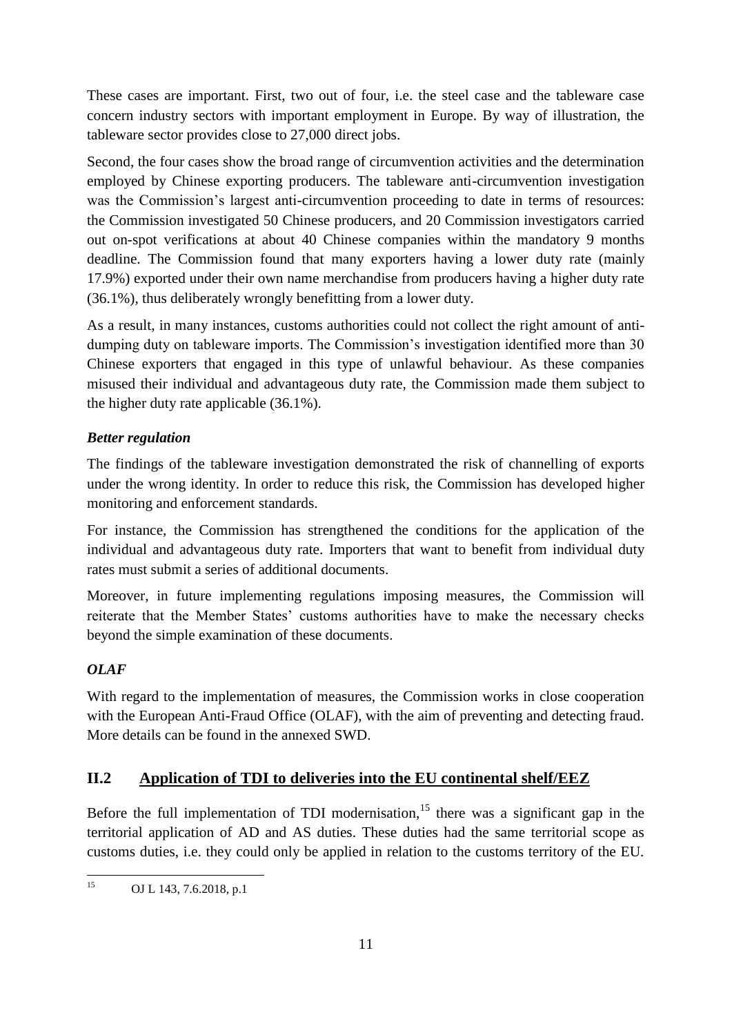These cases are important. First, two out of four, i.e. the steel case and the tableware case concern industry sectors with important employment in Europe. By way of illustration, the tableware sector provides close to 27,000 direct jobs.

Second, the four cases show the broad range of circumvention activities and the determination employed by Chinese exporting producers. The tableware anti-circumvention investigation was the Commission's largest anti-circumvention proceeding to date in terms of resources: the Commission investigated 50 Chinese producers, and 20 Commission investigators carried out on-spot verifications at about 40 Chinese companies within the mandatory 9 months deadline. The Commission found that many exporters having a lower duty rate (mainly 17.9%) exported under their own name merchandise from producers having a higher duty rate (36.1%), thus deliberately wrongly benefitting from a lower duty.

As a result, in many instances, customs authorities could not collect the right amount of anti-dumping duty on tableware imports. The Commission's investigation identified more than 30 Chinese exporters that engaged in this type of unlawful behaviour. As these companies misused their individual and advantageous duty rate, the Commission made them subject to the higher duty rate applicable (36.1%).

### *Better regulation*

The findings of the tableware investigation demonstrated the risk of channelling of exports under the wrong identity. In order to reduce this risk, the Commission has developed higher monitoring and enforcement standards.

For instance, the Commission has strengthened the conditions for the application of the individual and advantageous duty rate. Importers that want to benefit from individual duty rates must submit a series of additional documents.

Moreover, in future implementing regulations imposing measures, the Commission will reiterate that the Member States' customs authorities have to make the necessary checks beyond the simple examination of these documents.

### *OLAF*

With regard to the implementation of measures, the Commission works in close cooperation with the European Anti-Fraud Office (OLAF), with the aim of preventing and detecting fraud. More details can be found in the annexed SWD.

## II.2 Application of TDI to deliveries into the EU continental shelf/EEZ

Before the full implementation of TDI modernisation,[15] there was a significant gap in the territorial application of AD and AS duties. These duties had the same territorial scope as customs duties, i.e. they could only be applied in relation to the customs territory of the EU.

---

[15] OJ L 143, 7.6.2018, p.1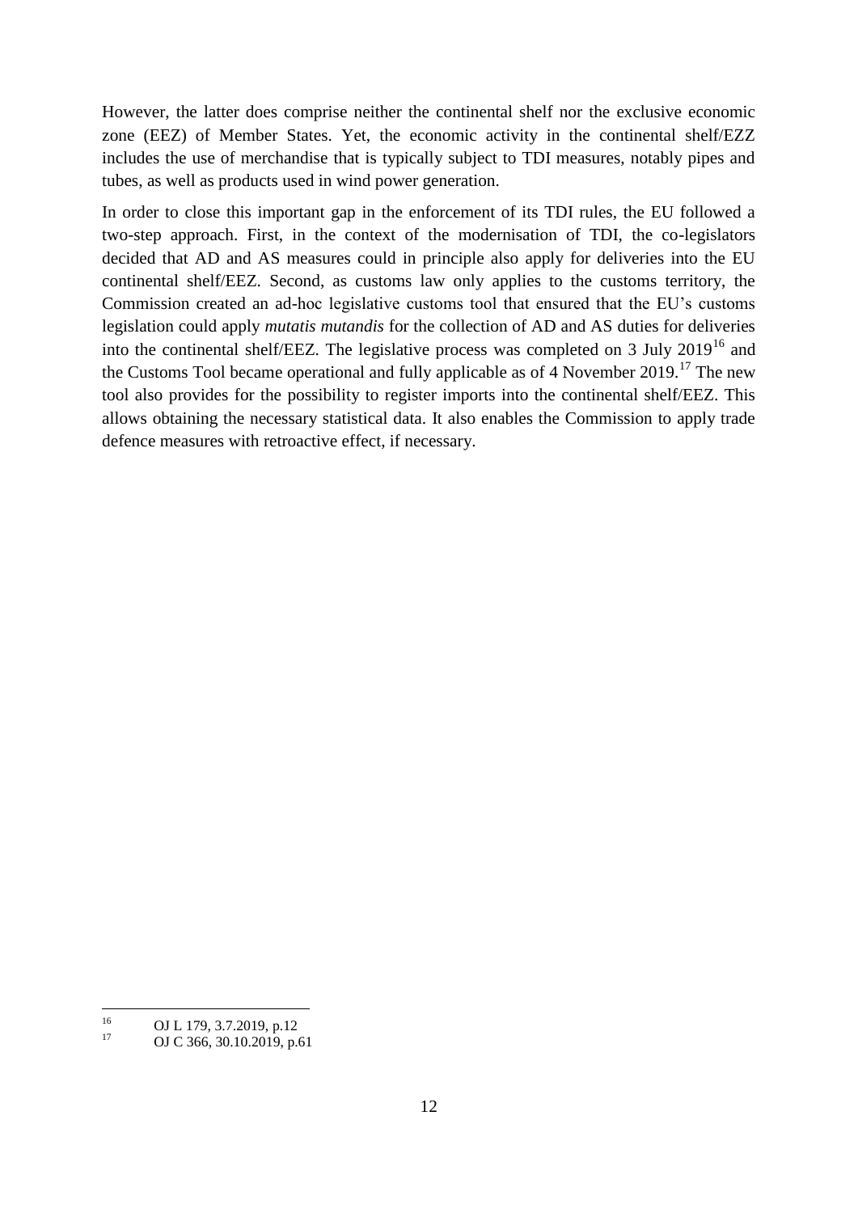However, the latter does comprise neither the continental shelf nor the exclusive economic zone (EEZ) of Member States. Yet, the economic activity in the continental shelf/EZZ includes the use of merchandise that is typically subject to TDI measures, notably pipes and tubes, as well as products used in wind power generation.

In order to close this important gap in the enforcement of its TDI rules, the EU followed a two-step approach. First, in the context of the modernisation of TDI, the co-legislators decided that AD and AS measures could in principle also apply for deliveries into the EU continental shelf/EEZ. Second, as customs law only applies to the customs territory, the Commission created an ad-hoc legislative customs tool that ensured that the EU's customs legislation could apply *mutatis mutandis* for the collection of AD and AS duties for deliveries into the continental shelf/EEZ. The legislative process was completed on 3 July 2019[16] and the Customs Tool became operational and fully applicable as of 4 November 2019.[17] The new tool also provides for the possibility to register imports into the continental shelf/EEZ. This allows obtaining the necessary statistical data. It also enables the Commission to apply trade defence measures with retroactive effect, if necessary.

---

[16] OJ L 179, 3.7.2019, p.12

[17] OJ C 366, 30.10.2019, p.61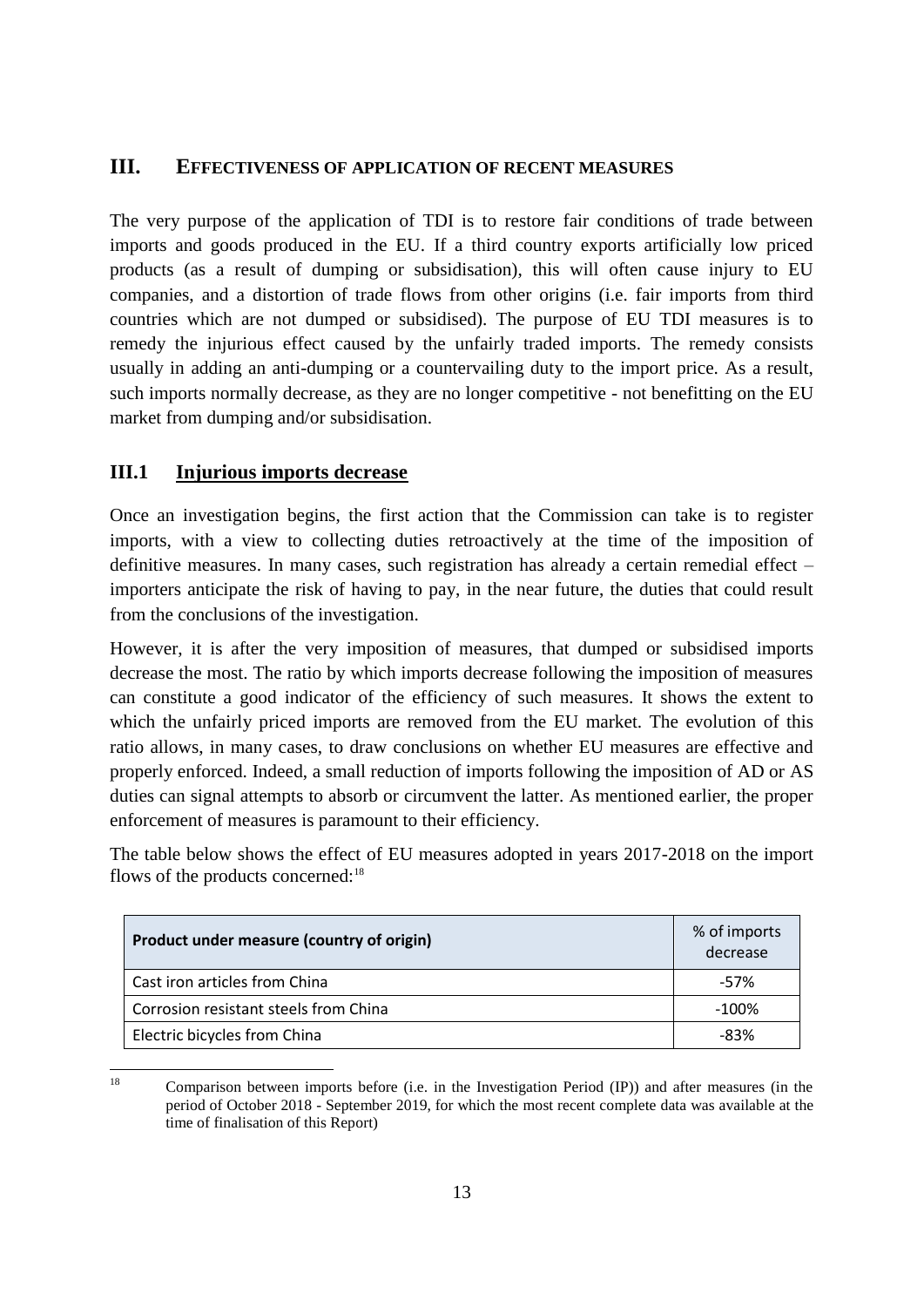# III. EFFECTIVENESS OF APPLICATION OF RECENT MEASURES

The very purpose of the application of TDI is to restore fair conditions of trade between imports and goods produced in the EU. If a third country exports artificially low priced products (as a result of dumping or subsidisation), this will often cause injury to EU companies, and a distortion of trade flows from other origins (i.e. fair imports from third countries which are not dumped or subsidised). The purpose of EU TDI measures is to remedy the injurious effect caused by the unfairly traded imports. The remedy consists usually in adding an anti-dumping or a countervailing duty to the import price. As a result, such imports normally decrease, as they are no longer competitive - not benefitting on the EU market from dumping and/or subsidisation.

## III.1 Injurious imports decrease

Once an investigation begins, the first action that the Commission can take is to register imports, with a view to collecting duties retroactively at the time of the imposition of definitive measures. In many cases, such registration has already a certain remedial effect – importers anticipate the risk of having to pay, in the near future, the duties that could result from the conclusions of the investigation.

However, it is after the very imposition of measures, that dumped or subsidised imports decrease the most. The ratio by which imports decrease following the imposition of measures can constitute a good indicator of the efficiency of such measures. It shows the extent to which the unfairly priced imports are removed from the EU market. The evolution of this ratio allows, in many cases, to draw conclusions on whether EU measures are effective and properly enforced. Indeed, a small reduction of imports following the imposition of AD or AS duties can signal attempts to absorb or circumvent the latter. As mentioned earlier, the proper enforcement of measures is paramount to their efficiency.

The table below shows the effect of EU measures adopted in years 2017-2018 on the import flows of the products concerned:[18]

| Product under measure (country of origin) | % of imports decrease |
|---|---|
| Cast iron articles from China | -57% |
| Corrosion resistant steels from China | -100% |
| Electric bicycles from China | -83% |

[18] Comparison between imports before (i.e. in the Investigation Period (IP)) and after measures (in the period of October 2018 - September 2019, for which the most recent complete data was available at the time of finalisation of this Report)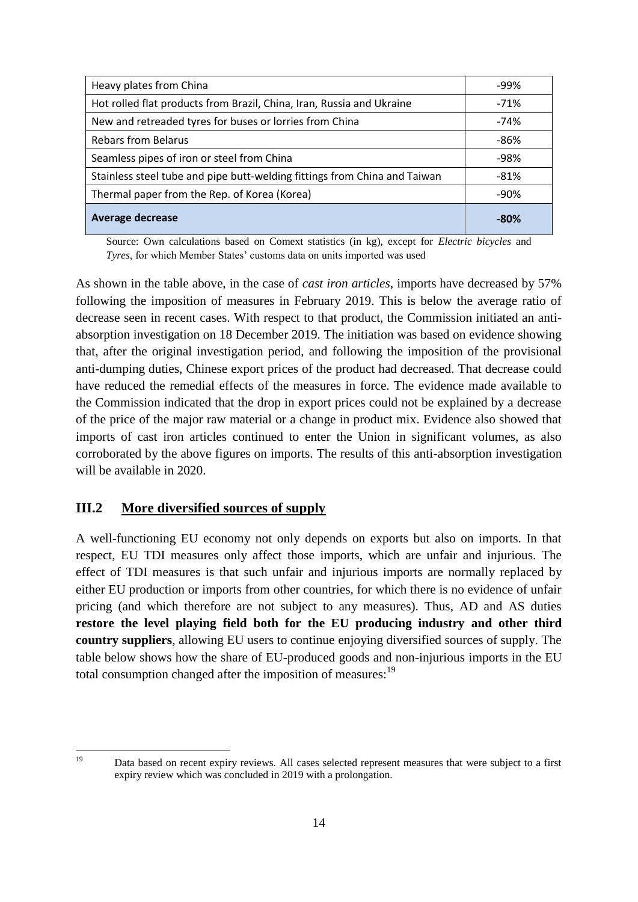| Heavy plates from China | -99% |
|---|---|
| Hot rolled flat products from Brazil, China, Iran, Russia and Ukraine | -71% |
| New and retreaded tyres for buses or lorries from China | -74% |
| Rebars from Belarus | -86% |
| Seamless pipes of iron or steel from China | -98% |
| Stainless steel tube and pipe butt-welding fittings from China and Taiwan | -81% |
| Thermal paper from the Rep. of Korea (Korea) | -90% |
| **Average decrease** | **-80%** |

Source: Own calculations based on Comext statistics (in kg), except for *Electric bicycles* and *Tyres*, for which Member States' customs data on units imported was used

As shown in the table above, in the case of *cast iron articles*, imports have decreased by 57% following the imposition of measures in February 2019. This is below the average ratio of decrease seen in recent cases. With respect to that product, the Commission initiated an anti-absorption investigation on 18 December 2019. The initiation was based on evidence showing that, after the original investigation period, and following the imposition of the provisional anti-dumping duties, Chinese export prices of the product had decreased. That decrease could have reduced the remedial effects of the measures in force. The evidence made available to the Commission indicated that the drop in export prices could not be explained by a decrease of the price of the major raw material or a change in product mix. Evidence also showed that imports of cast iron articles continued to enter the Union in significant volumes, as also corroborated by the above figures on imports. The results of this anti-absorption investigation will be available in 2020.

## III.2 More diversified sources of supply

A well-functioning EU economy not only depends on exports but also on imports. In that respect, EU TDI measures only affect those imports, which are unfair and injurious. The effect of TDI measures is that such unfair and injurious imports are normally replaced by either EU production or imports from other countries, for which there is no evidence of unfair pricing (and which therefore are not subject to any measures). Thus, AD and AS duties **restore the level playing field both for the EU producing industry and other third country suppliers**, allowing EU users to continue enjoying diversified sources of supply. The table below shows how the share of EU-produced goods and non-injurious imports in the EU total consumption changed after the imposition of measures:[19]

[19] Data based on recent expiry reviews. All cases selected represent measures that were subject to a first expiry review which was concluded in 2019 with a prolongation.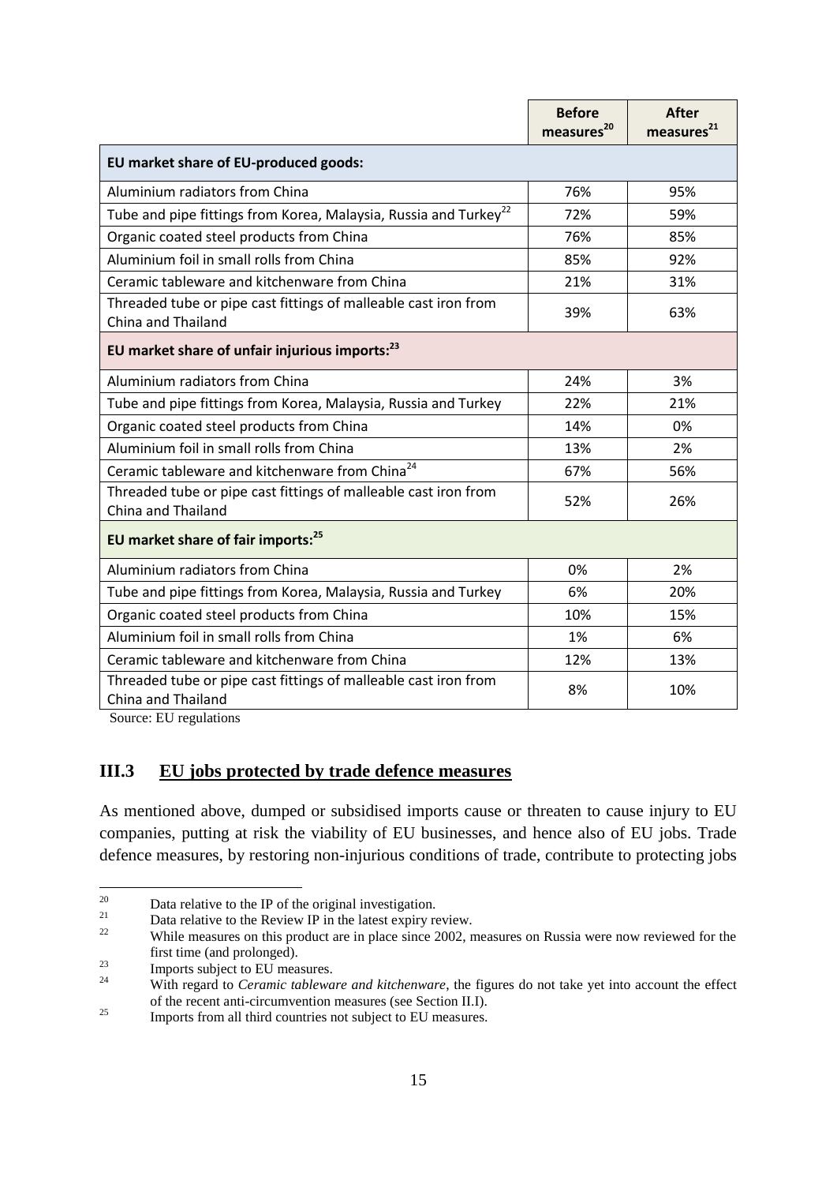| | Before measures[20] | After measures[21] |
|---|---|---|
| **EU market share of EU-produced goods:** | | |
| Aluminium radiators from China | 76% | 95% |
| Tube and pipe fittings from Korea, Malaysia, Russia and Turkey[22] | 72% | 59% |
| Organic coated steel products from China | 76% | 85% |
| Aluminium foil in small rolls from China | 85% | 92% |
| Ceramic tableware and kitchenware from China | 21% | 31% |
| Threaded tube or pipe cast fittings of malleable cast iron from China and Thailand | 39% | 63% |
| **EU market share of unfair injurious imports:[23]** | | |
| Aluminium radiators from China | 24% | 3% |
| Tube and pipe fittings from Korea, Malaysia, Russia and Turkey | 22% | 21% |
| Organic coated steel products from China | 14% | 0% |
| Aluminium foil in small rolls from China | 13% | 2% |
| Ceramic tableware and kitchenware from China[24] | 67% | 56% |
| Threaded tube or pipe cast fittings of malleable cast iron from China and Thailand | 52% | 26% |
| **EU market share of fair imports:[25]** | | |
| Aluminium radiators from China | 0% | 2% |
| Tube and pipe fittings from Korea, Malaysia, Russia and Turkey | 6% | 20% |
| Organic coated steel products from China | 10% | 15% |
| Aluminium foil in small rolls from China | 1% | 6% |
| Ceramic tableware and kitchenware from China | 12% | 13% |
| Threaded tube or pipe cast fittings of malleable cast iron from China and Thailand | 8% | 10% |

Source: EU regulations

## III.3 EU jobs protected by trade defence measures

As mentioned above, dumped or subsidised imports cause or threaten to cause injury to EU companies, putting at risk the viability of EU businesses, and hence also of EU jobs. Trade defence measures, by restoring non-injurious conditions of trade, contribute to protecting jobs

---

[20] Data relative to the IP of the original investigation.

[21] Data relative to the Review IP in the latest expiry review.

[22] While measures on this product are in place since 2002, measures on Russia were now reviewed for the first time (and prolonged).

[23] Imports subject to EU measures.

[24] With regard to *Ceramic tableware and kitchenware*, the figures do not take yet into account the effect of the recent anti-circumvention measures (see Section II.I).

[25] Imports from all third countries not subject to EU measures.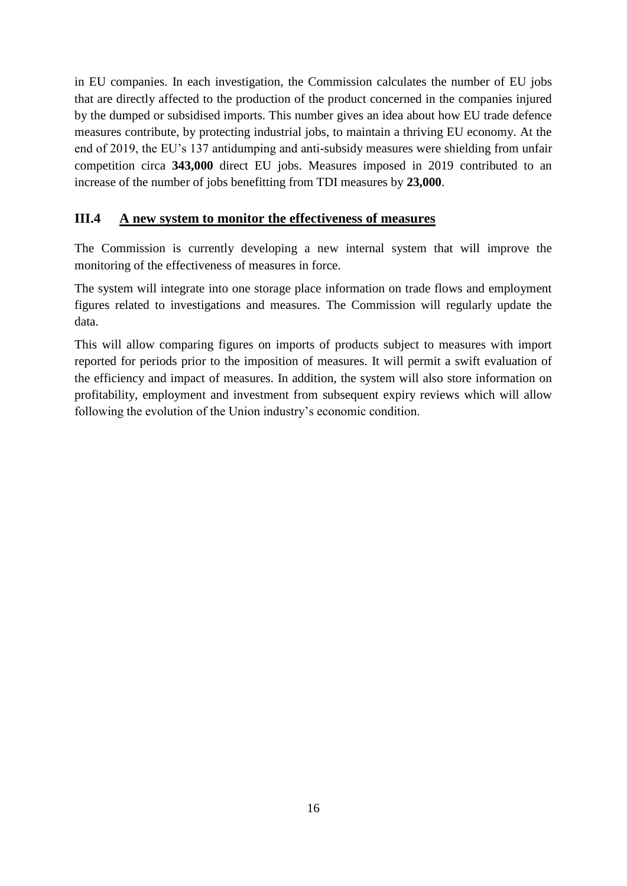in EU companies. In each investigation, the Commission calculates the number of EU jobs that are directly affected to the production of the product concerned in the companies injured by the dumped or subsidised imports. This number gives an idea about how EU trade defence measures contribute, by protecting industrial jobs, to maintain a thriving EU economy. At the end of 2019, the EU's 137 antidumping and anti-subsidy measures were shielding from unfair competition circa **343,000** direct EU jobs. Measures imposed in 2019 contributed to an increase of the number of jobs benefitting from TDI measures by **23,000**.

### III.4 A new system to monitor the effectiveness of measures

The Commission is currently developing a new internal system that will improve the monitoring of the effectiveness of measures in force.

The system will integrate into one storage place information on trade flows and employment figures related to investigations and measures. The Commission will regularly update the data.

This will allow comparing figures on imports of products subject to measures with import reported for periods prior to the imposition of measures. It will permit a swift evaluation of the efficiency and impact of measures. In addition, the system will also store information on profitability, employment and investment from subsequent expiry reviews which will allow following the evolution of the Union industry's economic condition.